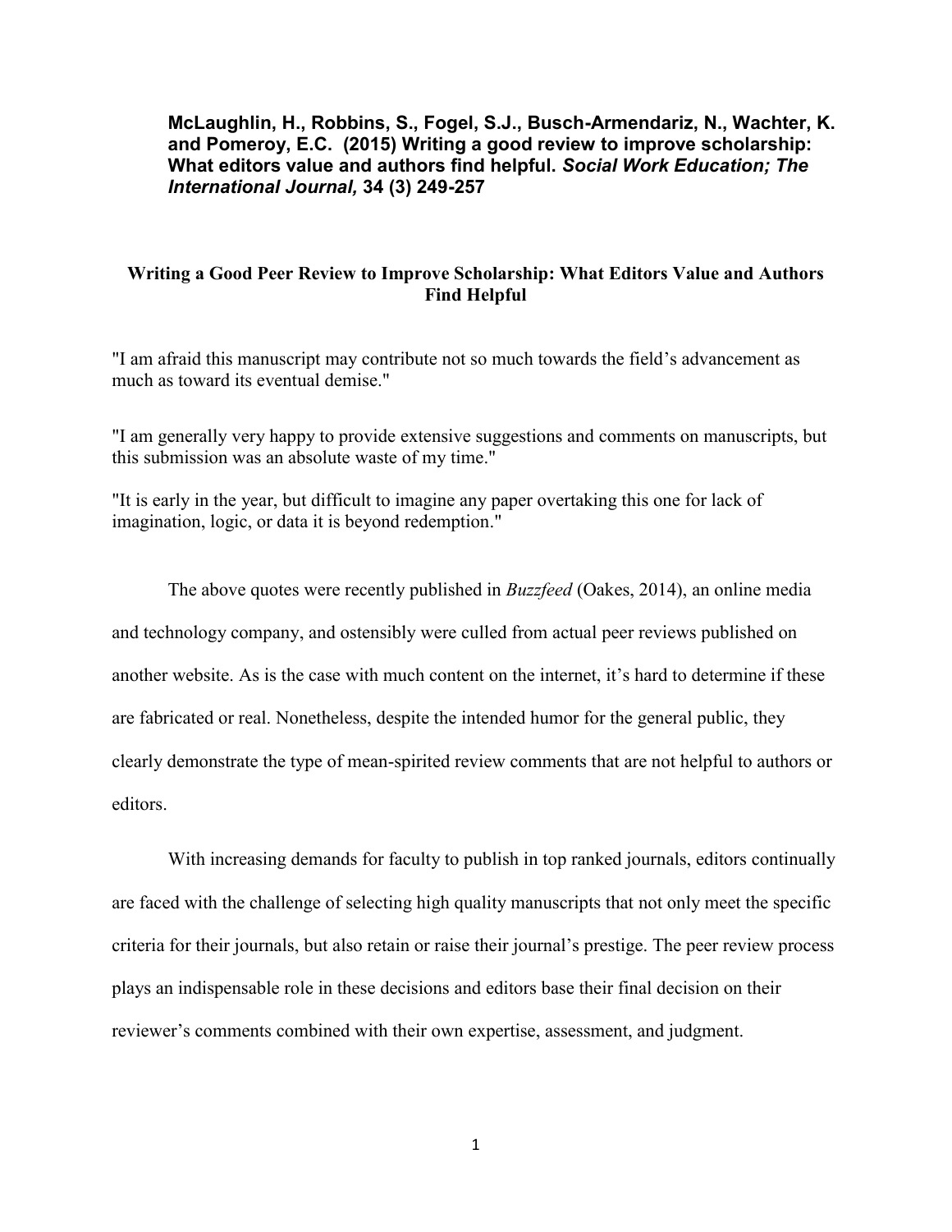**McLaughlin, H., Robbins, S., Fogel, S.J., Busch-Armendariz, N., Wachter, K. and Pomeroy, E.C. (2015) Writing a good review to improve scholarship: What editors value and authors find helpful. *Social Work Education; The International Journal,* 34 (3) 249-257**

# Writing a Good Peer Review to Improve Scholarship: What Editors Value and Authors Find Helpful

"I am afraid this manuscript may contribute not so much towards the field's advancement as much as toward its eventual demise."

"I am generally very happy to provide extensive suggestions and comments on manuscripts, but this submission was an absolute waste of my time."

"It is early in the year, but difficult to imagine any paper overtaking this one for lack of imagination, logic, or data it is beyond redemption."

The above quotes were recently published in *Buzzfeed* (Oakes, 2014), an online media and technology company, and ostensibly were culled from actual peer reviews published on another website. As is the case with much content on the internet, it's hard to determine if these are fabricated or real. Nonetheless, despite the intended humor for the general public, they clearly demonstrate the type of mean-spirited review comments that are not helpful to authors or editors.

With increasing demands for faculty to publish in top ranked journals, editors continually are faced with the challenge of selecting high quality manuscripts that not only meet the specific criteria for their journals, but also retain or raise their journal's prestige. The peer review process plays an indispensable role in these decisions and editors base their final decision on their reviewer's comments combined with their own expertise, assessment, and judgment.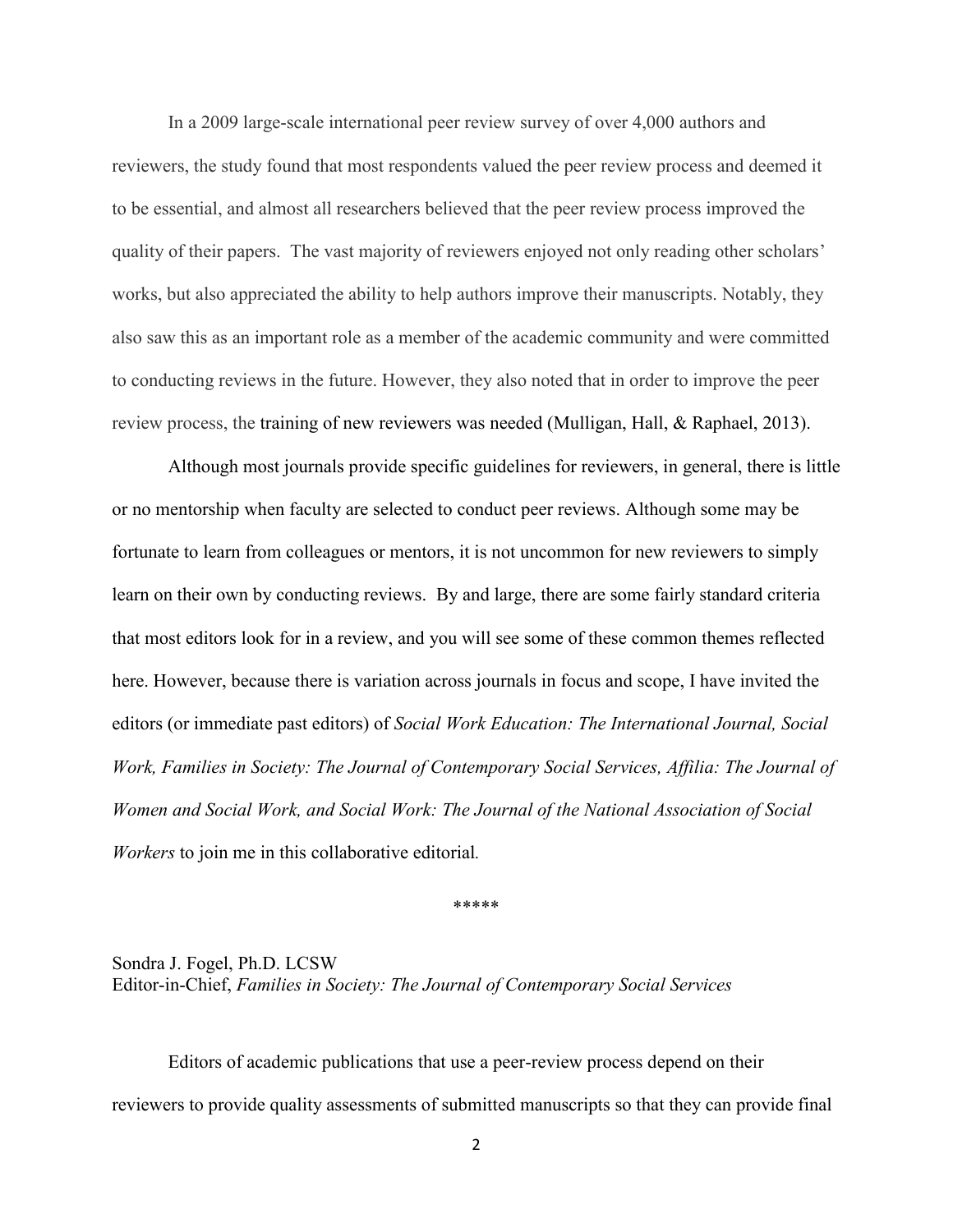In a 2009 large-scale international peer review survey of over 4,000 authors and reviewers, the study found that most respondents valued the peer review process and deemed it to be essential, and almost all researchers believed that the peer review process improved the quality of their papers. The vast majority of reviewers enjoyed not only reading other scholars' works, but also appreciated the ability to help authors improve their manuscripts. Notably, they also saw this as an important role as a member of the academic community and were committed to conducting reviews in the future. However, they also noted that in order to improve the peer review process, the training of new reviewers was needed (Mulligan, Hall, & Raphael, 2013).

Although most journals provide specific guidelines for reviewers, in general, there is little or no mentorship when faculty are selected to conduct peer reviews. Although some may be fortunate to learn from colleagues or mentors, it is not uncommon for new reviewers to simply learn on their own by conducting reviews. By and large, there are some fairly standard criteria that most editors look for in a review, and you will see some of these common themes reflected here. However, because there is variation across journals in focus and scope, I have invited the editors (or immediate past editors) of *Social Work Education: The International Journal, Social Work, Families in Society: The Journal of Contemporary Social Services, Affilia: The Journal of Women and Social Work, and Social Work: The Journal of the National Association of Social Workers* to join me in this collaborative editorial.

*****

Sondra J. Fogel, Ph.D. LCSW
Editor-in-Chief, *Families in Society: The Journal of Contemporary Social Services*

Editors of academic publications that use a peer-review process depend on their reviewers to provide quality assessments of submitted manuscripts so that they can provide final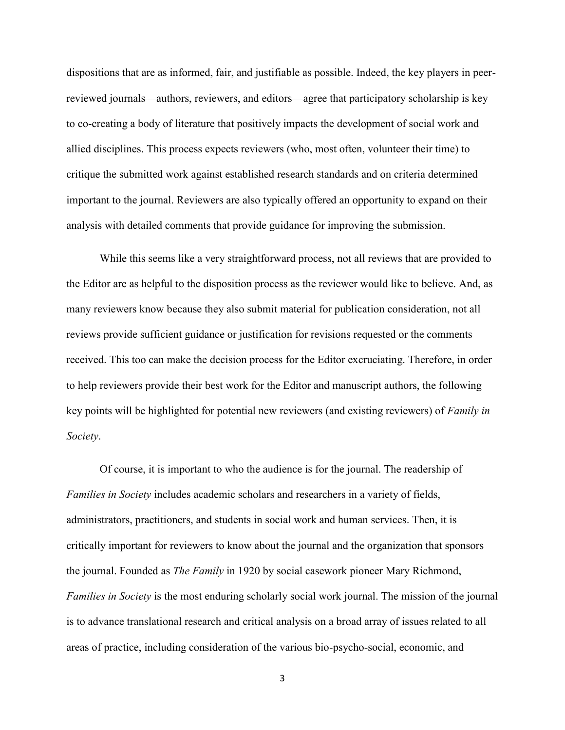dispositions that are as informed, fair, and justifiable as possible. Indeed, the key players in peer-reviewed journals—authors, reviewers, and editors—agree that participatory scholarship is key to co-creating a body of literature that positively impacts the development of social work and allied disciplines. This process expects reviewers (who, most often, volunteer their time) to critique the submitted work against established research standards and on criteria determined important to the journal. Reviewers are also typically offered an opportunity to expand on their analysis with detailed comments that provide guidance for improving the submission.

While this seems like a very straightforward process, not all reviews that are provided to the Editor are as helpful to the disposition process as the reviewer would like to believe. And, as many reviewers know because they also submit material for publication consideration, not all reviews provide sufficient guidance or justification for revisions requested or the comments received. This too can make the decision process for the Editor excruciating. Therefore, in order to help reviewers provide their best work for the Editor and manuscript authors, the following key points will be highlighted for potential new reviewers (and existing reviewers) of *Family in Society*.

Of course, it is important to who the audience is for the journal. The readership of *Families in Society* includes academic scholars and researchers in a variety of fields, administrators, practitioners, and students in social work and human services. Then, it is critically important for reviewers to know about the journal and the organization that sponsors the journal. Founded as *The Family* in 1920 by social casework pioneer Mary Richmond, *Families in Society* is the most enduring scholarly social work journal. The mission of the journal is to advance translational research and critical analysis on a broad array of issues related to all areas of practice, including consideration of the various bio-psycho-social, economic, and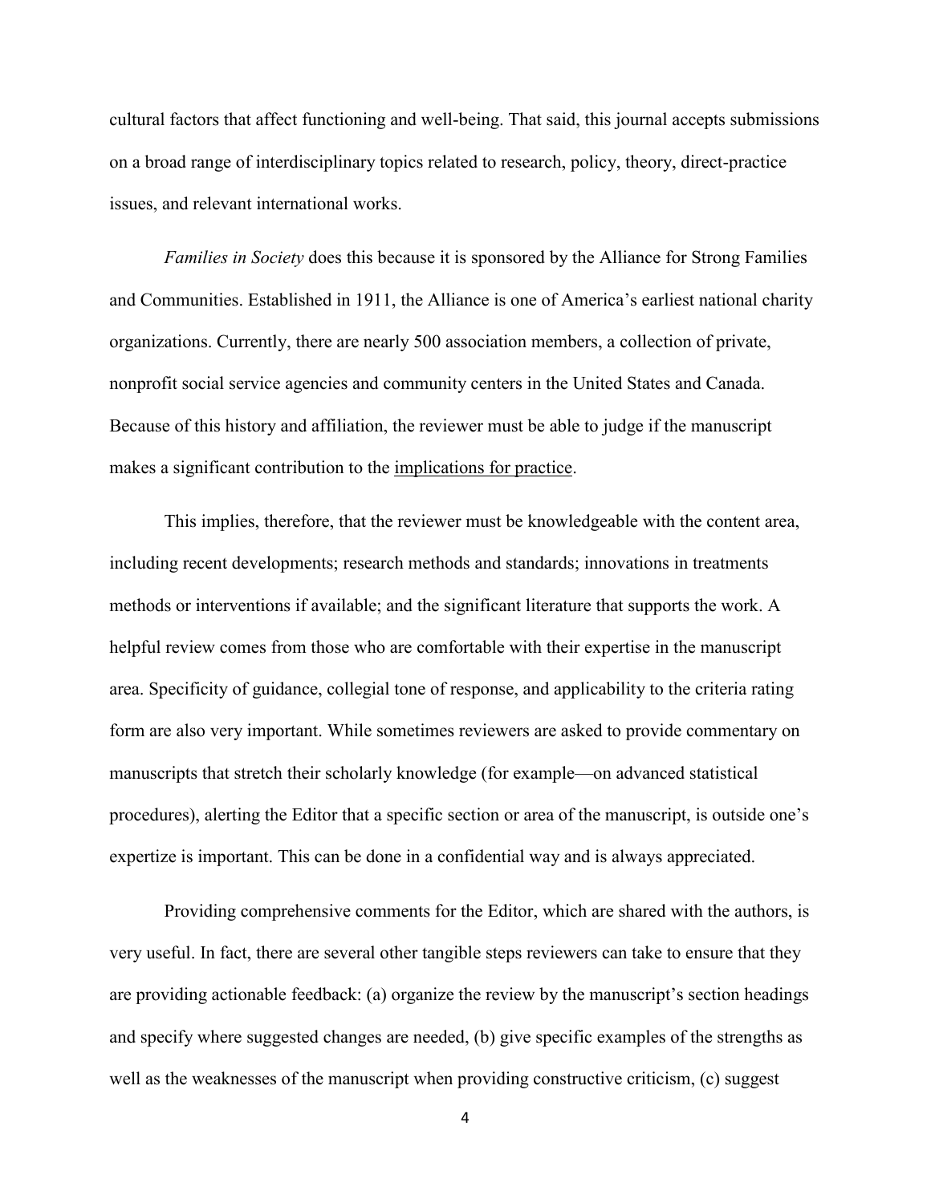cultural factors that affect functioning and well-being. That said, this journal accepts submissions on a broad range of interdisciplinary topics related to research, policy, theory, direct-practice issues, and relevant international works.

*Families in Society* does this because it is sponsored by the Alliance for Strong Families and Communities. Established in 1911, the Alliance is one of America's earliest national charity organizations. Currently, there are nearly 500 association members, a collection of private, nonprofit social service agencies and community centers in the United States and Canada. Because of this history and affiliation, the reviewer must be able to judge if the manuscript makes a significant contribution to the implications for practice.

This implies, therefore, that the reviewer must be knowledgeable with the content area, including recent developments; research methods and standards; innovations in treatments methods or interventions if available; and the significant literature that supports the work. A helpful review comes from those who are comfortable with their expertise in the manuscript area. Specificity of guidance, collegial tone of response, and applicability to the criteria rating form are also very important. While sometimes reviewers are asked to provide commentary on manuscripts that stretch their scholarly knowledge (for example—on advanced statistical procedures), alerting the Editor that a specific section or area of the manuscript, is outside one's expertize is important. This can be done in a confidential way and is always appreciated.

Providing comprehensive comments for the Editor, which are shared with the authors, is very useful. In fact, there are several other tangible steps reviewers can take to ensure that they are providing actionable feedback: (a) organize the review by the manuscript's section headings and specify where suggested changes are needed, (b) give specific examples of the strengths as well as the weaknesses of the manuscript when providing constructive criticism, (c) suggest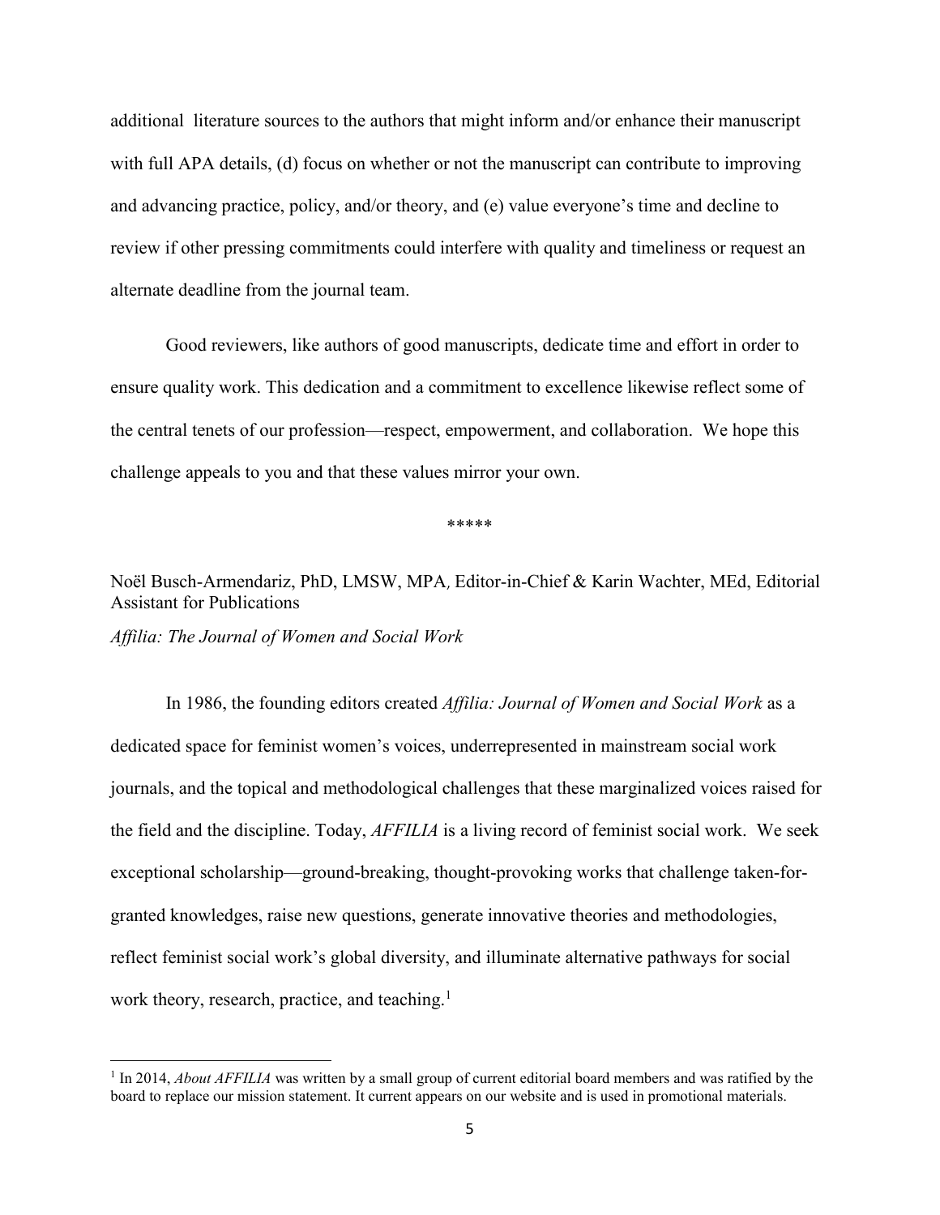additional literature sources to the authors that might inform and/or enhance their manuscript with full APA details, (d) focus on whether or not the manuscript can contribute to improving and advancing practice, policy, and/or theory, and (e) value everyone's time and decline to review if other pressing commitments could interfere with quality and timeliness or request an alternate deadline from the journal team.

Good reviewers, like authors of good manuscripts, dedicate time and effort in order to ensure quality work. This dedication and a commitment to excellence likewise reflect some of the central tenets of our profession—respect, empowerment, and collaboration. We hope this challenge appeals to you and that these values mirror your own.

*****

Noël Busch-Armendariz, PhD, LMSW, MPA, Editor-in-Chief & Karin Wachter, MEd, Editorial Assistant for Publications

*Affilia: The Journal of Women and Social Work*

In 1986, the founding editors created *Affilia: Journal of Women and Social Work* as a dedicated space for feminist women's voices, underrepresented in mainstream social work journals, and the topical and methodological challenges that these marginalized voices raised for the field and the discipline. Today, *AFFILIA* is a living record of feminist social work. We seek exceptional scholarship—ground-breaking, thought-provoking works that challenge taken-for-granted knowledges, raise new questions, generate innovative theories and methodologies, reflect feminist social work's global diversity, and illuminate alternative pathways for social work theory, research, practice, and teaching.[1]

[1] In 2014, *About AFFILIA* was written by a small group of current editorial board members and was ratified by the board to replace our mission statement. It current appears on our website and is used in promotional materials.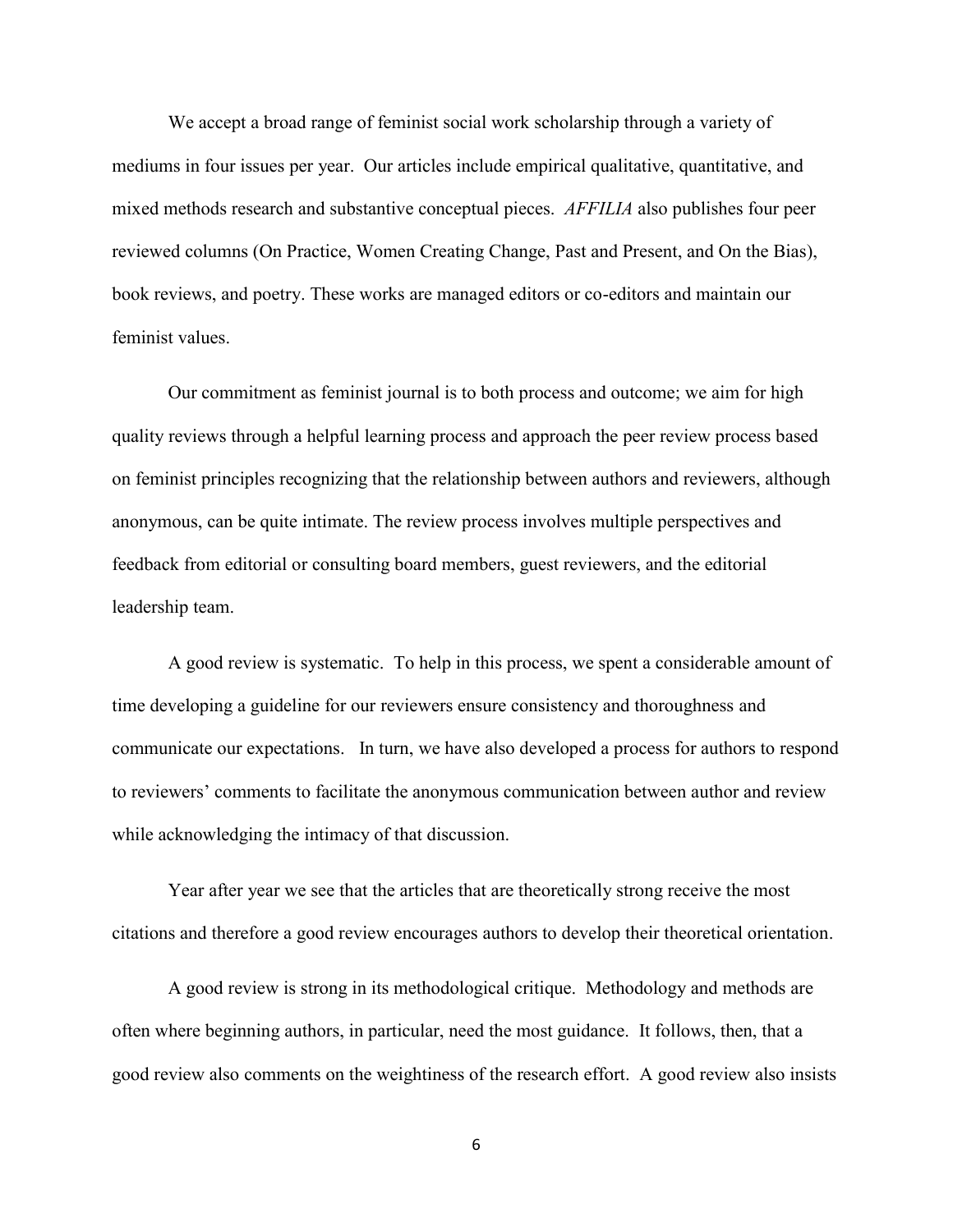We accept a broad range of feminist social work scholarship through a variety of mediums in four issues per year. Our articles include empirical qualitative, quantitative, and mixed methods research and substantive conceptual pieces. *AFFILIA* also publishes four peer reviewed columns (On Practice, Women Creating Change, Past and Present, and On the Bias), book reviews, and poetry. These works are managed editors or co-editors and maintain our feminist values.

Our commitment as feminist journal is to both process and outcome; we aim for high quality reviews through a helpful learning process and approach the peer review process based on feminist principles recognizing that the relationship between authors and reviewers, although anonymous, can be quite intimate. The review process involves multiple perspectives and feedback from editorial or consulting board members, guest reviewers, and the editorial leadership team.

A good review is systematic. To help in this process, we spent a considerable amount of time developing a guideline for our reviewers ensure consistency and thoroughness and communicate our expectations. In turn, we have also developed a process for authors to respond to reviewers' comments to facilitate the anonymous communication between author and review while acknowledging the intimacy of that discussion.

Year after year we see that the articles that are theoretically strong receive the most citations and therefore a good review encourages authors to develop their theoretical orientation.

A good review is strong in its methodological critique. Methodology and methods are often where beginning authors, in particular, need the most guidance. It follows, then, that a good review also comments on the weightiness of the research effort. A good review also insists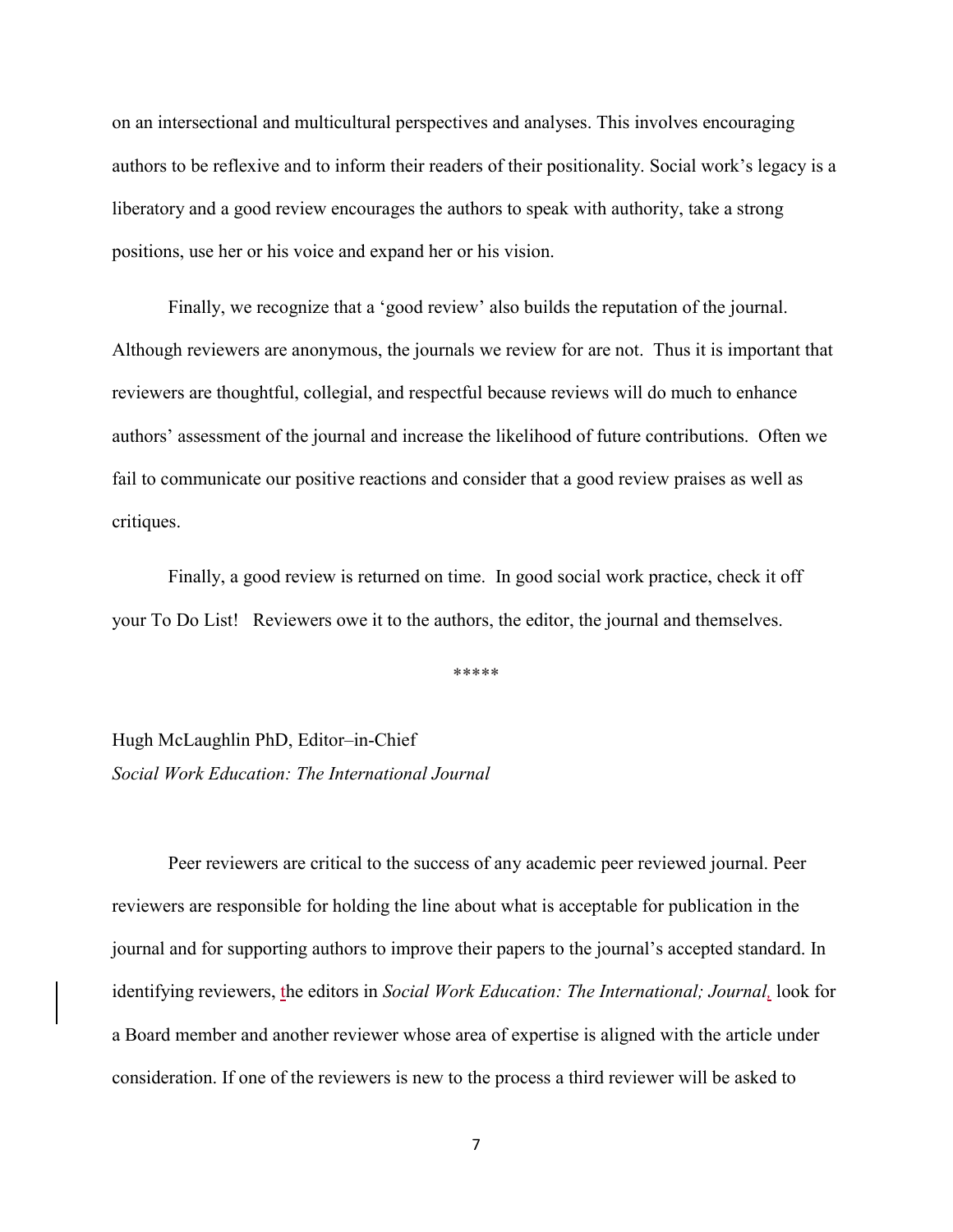on an intersectional and multicultural perspectives and analyses. This involves encouraging authors to be reflexive and to inform their readers of their positionality. Social work's legacy is a liberatory and a good review encourages the authors to speak with authority, take a strong positions, use her or his voice and expand her or his vision.

Finally, we recognize that a 'good review' also builds the reputation of the journal. Although reviewers are anonymous, the journals we review for are not. Thus it is important that reviewers are thoughtful, collegial, and respectful because reviews will do much to enhance authors' assessment of the journal and increase the likelihood of future contributions. Often we fail to communicate our positive reactions and consider that a good review praises as well as critiques.

Finally, a good review is returned on time. In good social work practice, check it off your To Do List! Reviewers owe it to the authors, the editor, the journal and themselves.

*****

Hugh McLaughlin PhD, Editor–in-Chief
*Social Work Education: The International Journal*

Peer reviewers are critical to the success of any academic peer reviewed journal. Peer reviewers are responsible for holding the line about what is acceptable for publication in the journal and for supporting authors to improve their papers to the journal's accepted standard. In identifying reviewers, the editors in *Social Work Education: The International; Journal*, look for a Board member and another reviewer whose area of expertise is aligned with the article under consideration. If one of the reviewers is new to the process a third reviewer will be asked to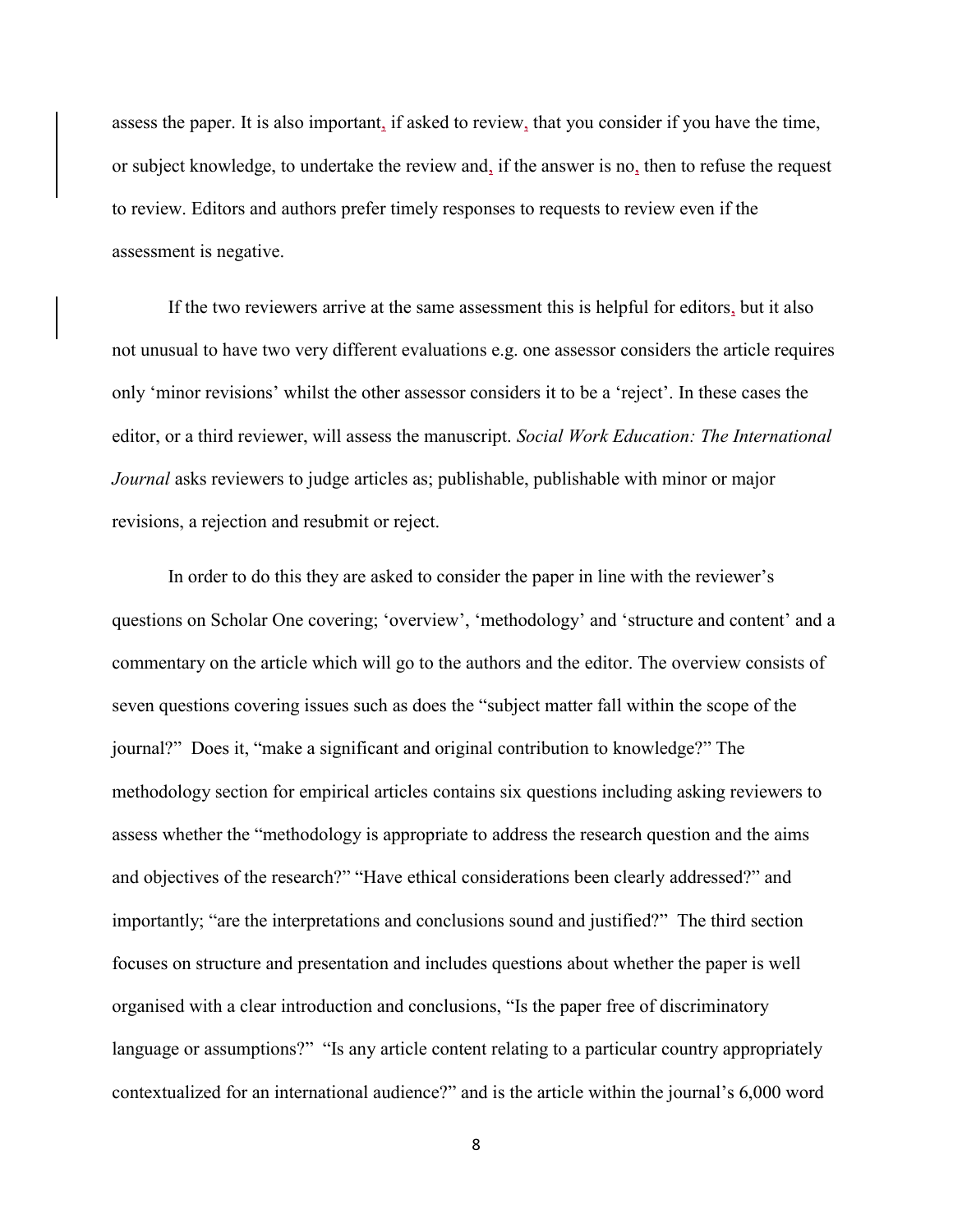assess the paper. It is also important, if asked to review, that you consider if you have the time, or subject knowledge, to undertake the review and, if the answer is no, then to refuse the request to review. Editors and authors prefer timely responses to requests to review even if the assessment is negative.

If the two reviewers arrive at the same assessment this is helpful for editors, but it also not unusual to have two very different evaluations e.g. one assessor considers the article requires only 'minor revisions' whilst the other assessor considers it to be a 'reject'. In these cases the editor, or a third reviewer, will assess the manuscript. *Social Work Education: The International Journal* asks reviewers to judge articles as; publishable, publishable with minor or major revisions, a rejection and resubmit or reject.

In order to do this they are asked to consider the paper in line with the reviewer's questions on Scholar One covering; 'overview', 'methodology' and 'structure and content' and a commentary on the article which will go to the authors and the editor. The overview consists of seven questions covering issues such as does the "subject matter fall within the scope of the journal?" Does it, "make a significant and original contribution to knowledge?" The methodology section for empirical articles contains six questions including asking reviewers to assess whether the "methodology is appropriate to address the research question and the aims and objectives of the research?" "Have ethical considerations been clearly addressed?" and importantly; "are the interpretations and conclusions sound and justified?" The third section focuses on structure and presentation and includes questions about whether the paper is well organised with a clear introduction and conclusions, "Is the paper free of discriminatory language or assumptions?" "Is any article content relating to a particular country appropriately contextualized for an international audience?" and is the article within the journal's 6,000 word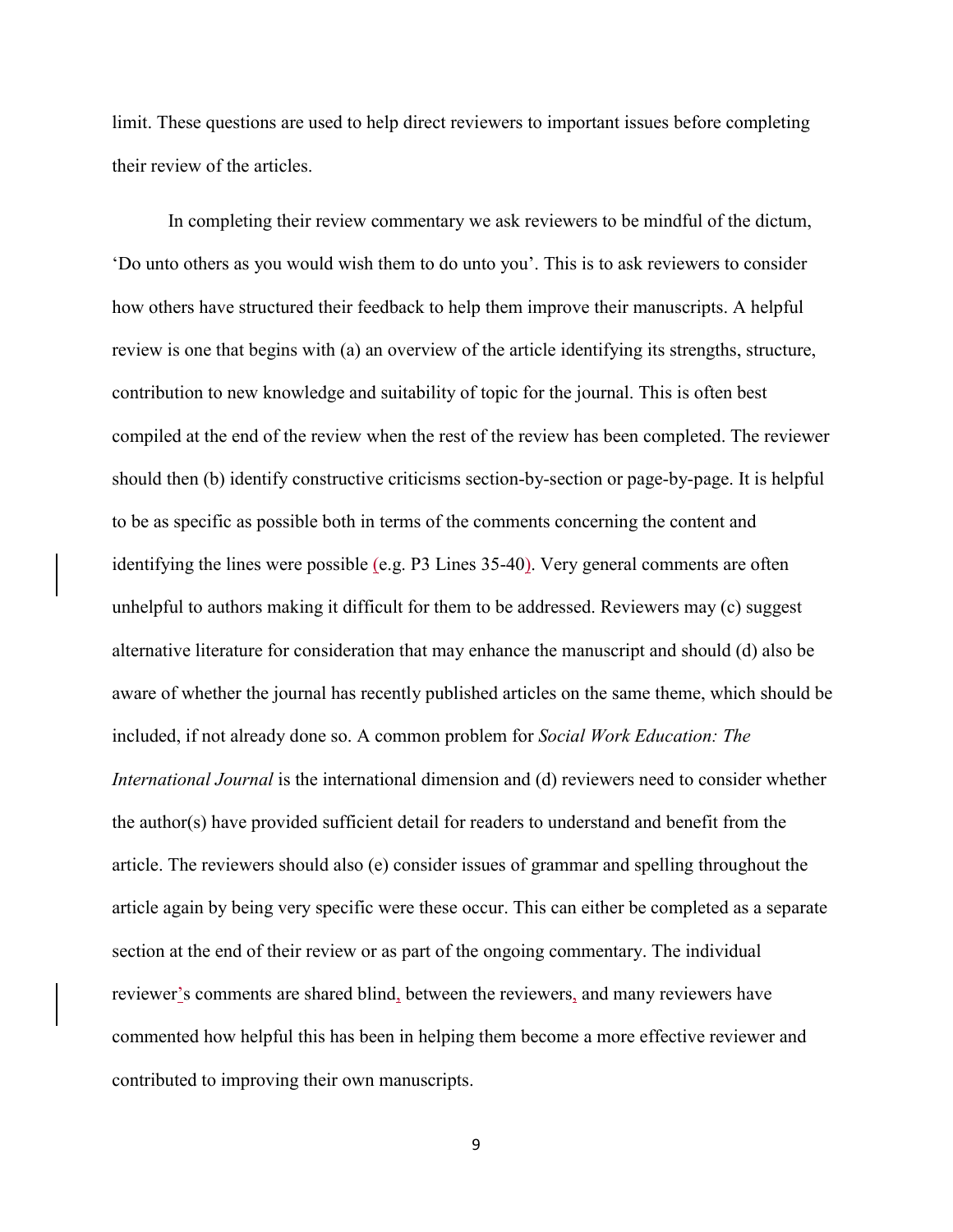limit. These questions are used to help direct reviewers to important issues before completing their review of the articles.

In completing their review commentary we ask reviewers to be mindful of the dictum, 'Do unto others as you would wish them to do unto you'. This is to ask reviewers to consider how others have structured their feedback to help them improve their manuscripts. A helpful review is one that begins with (a) an overview of the article identifying its strengths, structure, contribution to new knowledge and suitability of topic for the journal. This is often best compiled at the end of the review when the rest of the review has been completed. The reviewer should then (b) identify constructive criticisms section-by-section or page-by-page. It is helpful to be as specific as possible both in terms of the comments concerning the content and identifying the lines were possible (e.g. P3 Lines 35-40). Very general comments are often unhelpful to authors making it difficult for them to be addressed. Reviewers may (c) suggest alternative literature for consideration that may enhance the manuscript and should (d) also be aware of whether the journal has recently published articles on the same theme, which should be included, if not already done so. A common problem for *Social Work Education: The International Journal* is the international dimension and (d) reviewers need to consider whether the author(s) have provided sufficient detail for readers to understand and benefit from the article. The reviewers should also (e) consider issues of grammar and spelling throughout the article again by being very specific were these occur. This can either be completed as a separate section at the end of their review or as part of the ongoing commentary. The individual reviewer's comments are shared blind, between the reviewers, and many reviewers have commented how helpful this has been in helping them become a more effective reviewer and contributed to improving their own manuscripts.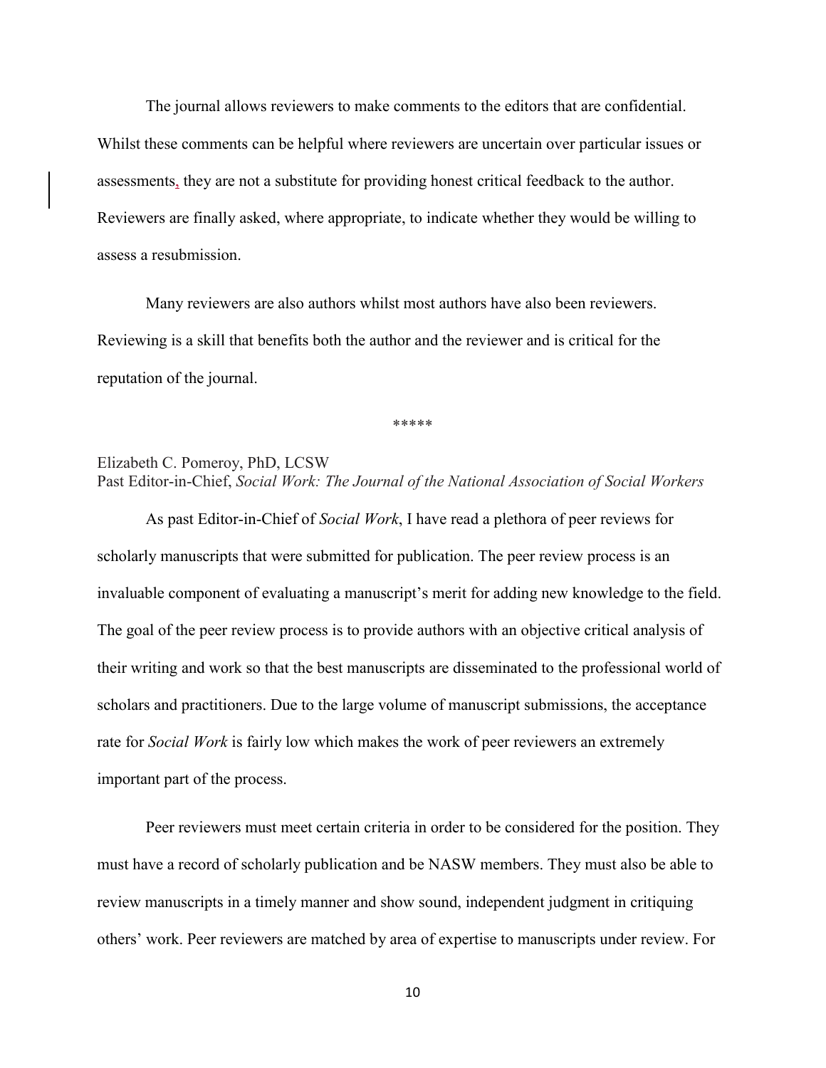The journal allows reviewers to make comments to the editors that are confidential. Whilst these comments can be helpful where reviewers are uncertain over particular issues or assessments, they are not a substitute for providing honest critical feedback to the author. Reviewers are finally asked, where appropriate, to indicate whether they would be willing to assess a resubmission.

Many reviewers are also authors whilst most authors have also been reviewers. Reviewing is a skill that benefits both the author and the reviewer and is critical for the reputation of the journal.

*****

Elizabeth C. Pomeroy, PhD, LCSW
Past Editor-in-Chief, *Social Work: The Journal of the National Association of Social Workers*

As past Editor-in-Chief of *Social Work*, I have read a plethora of peer reviews for scholarly manuscripts that were submitted for publication. The peer review process is an invaluable component of evaluating a manuscript's merit for adding new knowledge to the field. The goal of the peer review process is to provide authors with an objective critical analysis of their writing and work so that the best manuscripts are disseminated to the professional world of scholars and practitioners. Due to the large volume of manuscript submissions, the acceptance rate for *Social Work* is fairly low which makes the work of peer reviewers an extremely important part of the process.

Peer reviewers must meet certain criteria in order to be considered for the position. They must have a record of scholarly publication and be NASW members. They must also be able to review manuscripts in a timely manner and show sound, independent judgment in critiquing others' work. Peer reviewers are matched by area of expertise to manuscripts under review. For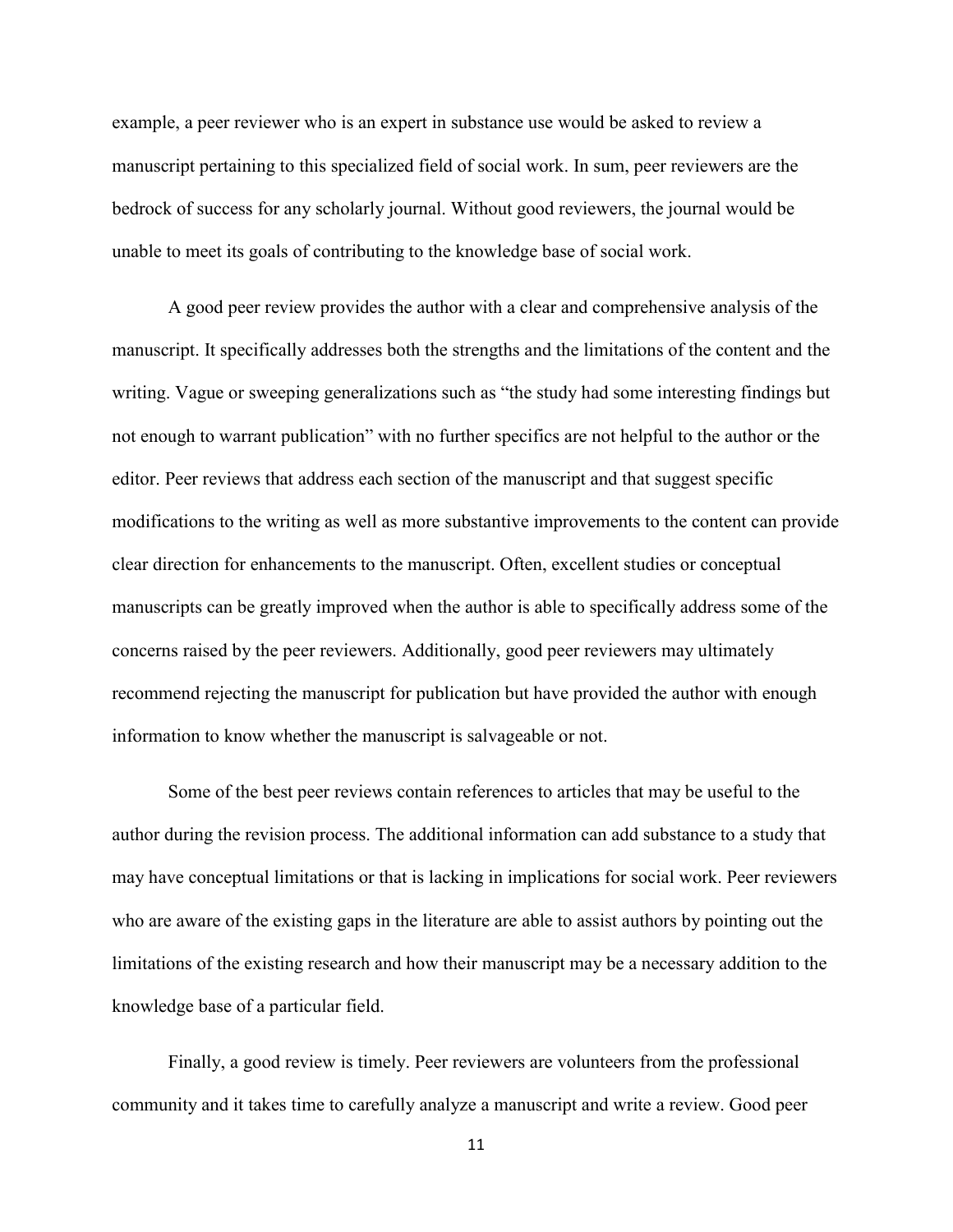example, a peer reviewer who is an expert in substance use would be asked to review a manuscript pertaining to this specialized field of social work. In sum, peer reviewers are the bedrock of success for any scholarly journal. Without good reviewers, the journal would be unable to meet its goals of contributing to the knowledge base of social work.

A good peer review provides the author with a clear and comprehensive analysis of the manuscript. It specifically addresses both the strengths and the limitations of the content and the writing. Vague or sweeping generalizations such as "the study had some interesting findings but not enough to warrant publication" with no further specifics are not helpful to the author or the editor. Peer reviews that address each section of the manuscript and that suggest specific modifications to the writing as well as more substantive improvements to the content can provide clear direction for enhancements to the manuscript. Often, excellent studies or conceptual manuscripts can be greatly improved when the author is able to specifically address some of the concerns raised by the peer reviewers. Additionally, good peer reviewers may ultimately recommend rejecting the manuscript for publication but have provided the author with enough information to know whether the manuscript is salvageable or not.

Some of the best peer reviews contain references to articles that may be useful to the author during the revision process. The additional information can add substance to a study that may have conceptual limitations or that is lacking in implications for social work. Peer reviewers who are aware of the existing gaps in the literature are able to assist authors by pointing out the limitations of the existing research and how their manuscript may be a necessary addition to the knowledge base of a particular field.

Finally, a good review is timely. Peer reviewers are volunteers from the professional community and it takes time to carefully analyze a manuscript and write a review. Good peer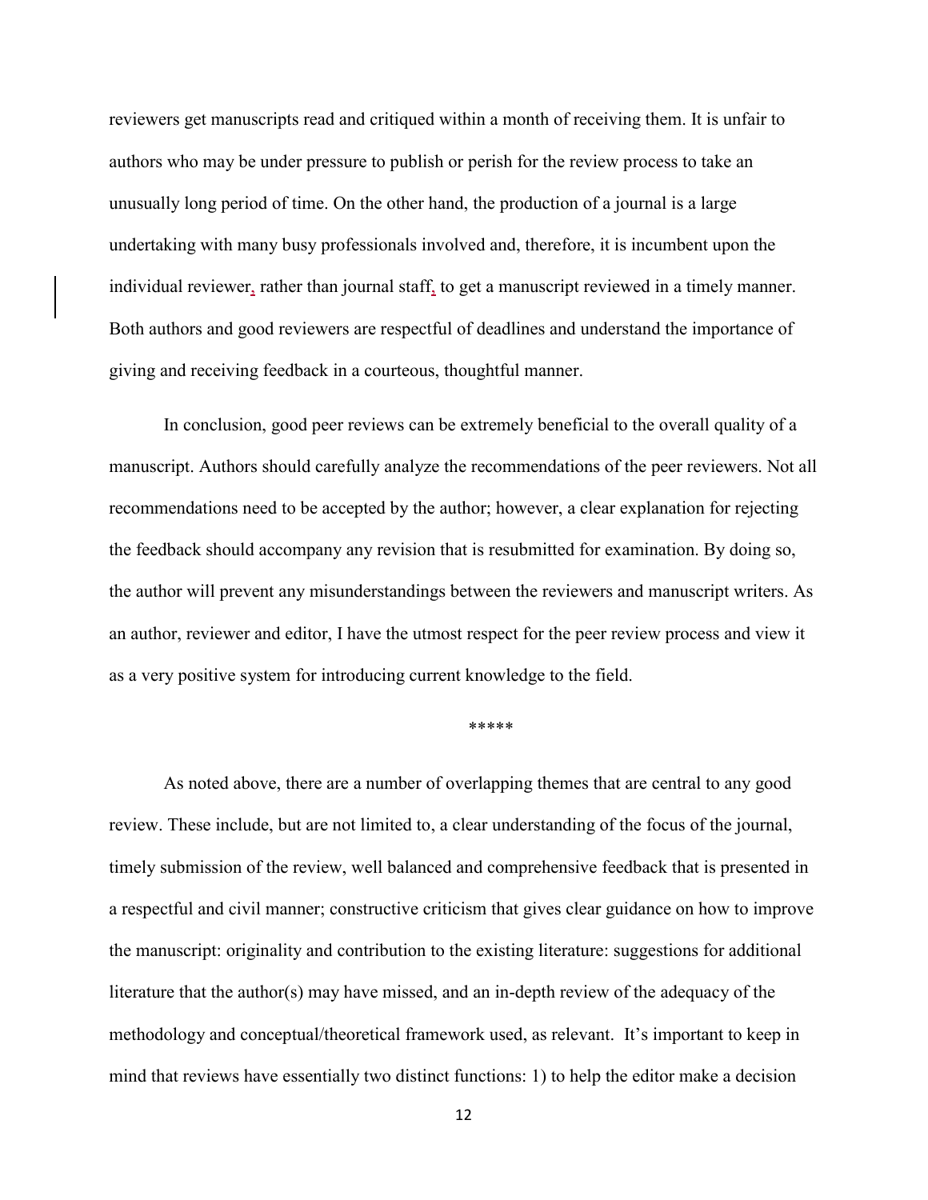reviewers get manuscripts read and critiqued within a month of receiving them. It is unfair to authors who may be under pressure to publish or perish for the review process to take an unusually long period of time. On the other hand, the production of a journal is a large undertaking with many busy professionals involved and, therefore, it is incumbent upon the individual reviewer, rather than journal staff, to get a manuscript reviewed in a timely manner. Both authors and good reviewers are respectful of deadlines and understand the importance of giving and receiving feedback in a courteous, thoughtful manner.

In conclusion, good peer reviews can be extremely beneficial to the overall quality of a manuscript. Authors should carefully analyze the recommendations of the peer reviewers. Not all recommendations need to be accepted by the author; however, a clear explanation for rejecting the feedback should accompany any revision that is resubmitted for examination. By doing so, the author will prevent any misunderstandings between the reviewers and manuscript writers. As an author, reviewer and editor, I have the utmost respect for the peer review process and view it as a very positive system for introducing current knowledge to the field.

*****

As noted above, there are a number of overlapping themes that are central to any good review. These include, but are not limited to, a clear understanding of the focus of the journal, timely submission of the review, well balanced and comprehensive feedback that is presented in a respectful and civil manner; constructive criticism that gives clear guidance on how to improve the manuscript: originality and contribution to the existing literature: suggestions for additional literature that the author(s) may have missed, and an in-depth review of the adequacy of the methodology and conceptual/theoretical framework used, as relevant. It's important to keep in mind that reviews have essentially two distinct functions: 1) to help the editor make a decision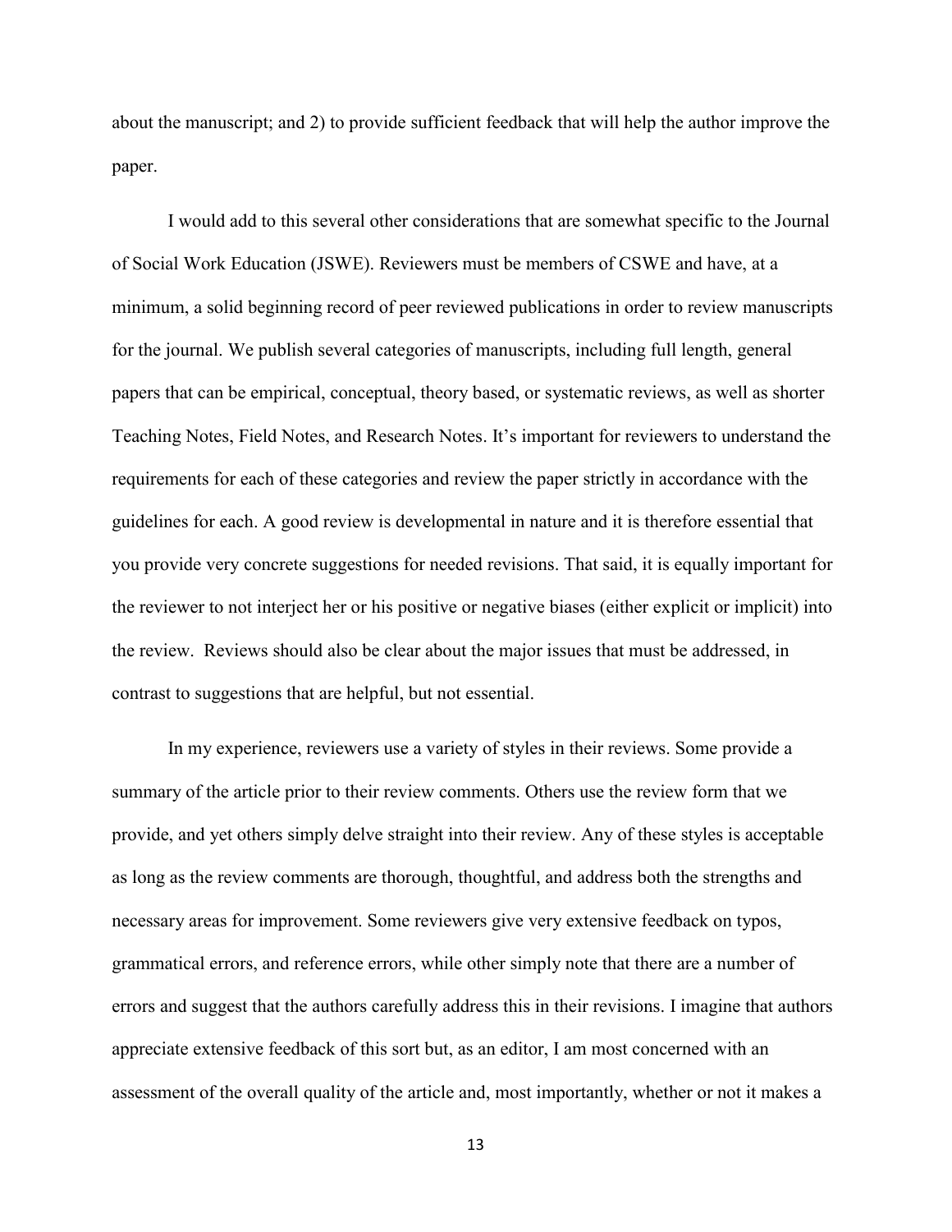about the manuscript; and 2) to provide sufficient feedback that will help the author improve the paper.

I would add to this several other considerations that are somewhat specific to the Journal of Social Work Education (JSWE). Reviewers must be members of CSWE and have, at a minimum, a solid beginning record of peer reviewed publications in order to review manuscripts for the journal. We publish several categories of manuscripts, including full length, general papers that can be empirical, conceptual, theory based, or systematic reviews, as well as shorter Teaching Notes, Field Notes, and Research Notes. It's important for reviewers to understand the requirements for each of these categories and review the paper strictly in accordance with the guidelines for each. A good review is developmental in nature and it is therefore essential that you provide very concrete suggestions for needed revisions. That said, it is equally important for the reviewer to not interject her or his positive or negative biases (either explicit or implicit) into the review. Reviews should also be clear about the major issues that must be addressed, in contrast to suggestions that are helpful, but not essential.

In my experience, reviewers use a variety of styles in their reviews. Some provide a summary of the article prior to their review comments. Others use the review form that we provide, and yet others simply delve straight into their review. Any of these styles is acceptable as long as the review comments are thorough, thoughtful, and address both the strengths and necessary areas for improvement. Some reviewers give very extensive feedback on typos, grammatical errors, and reference errors, while other simply note that there are a number of errors and suggest that the authors carefully address this in their revisions. I imagine that authors appreciate extensive feedback of this sort but, as an editor, I am most concerned with an assessment of the overall quality of the article and, most importantly, whether or not it makes a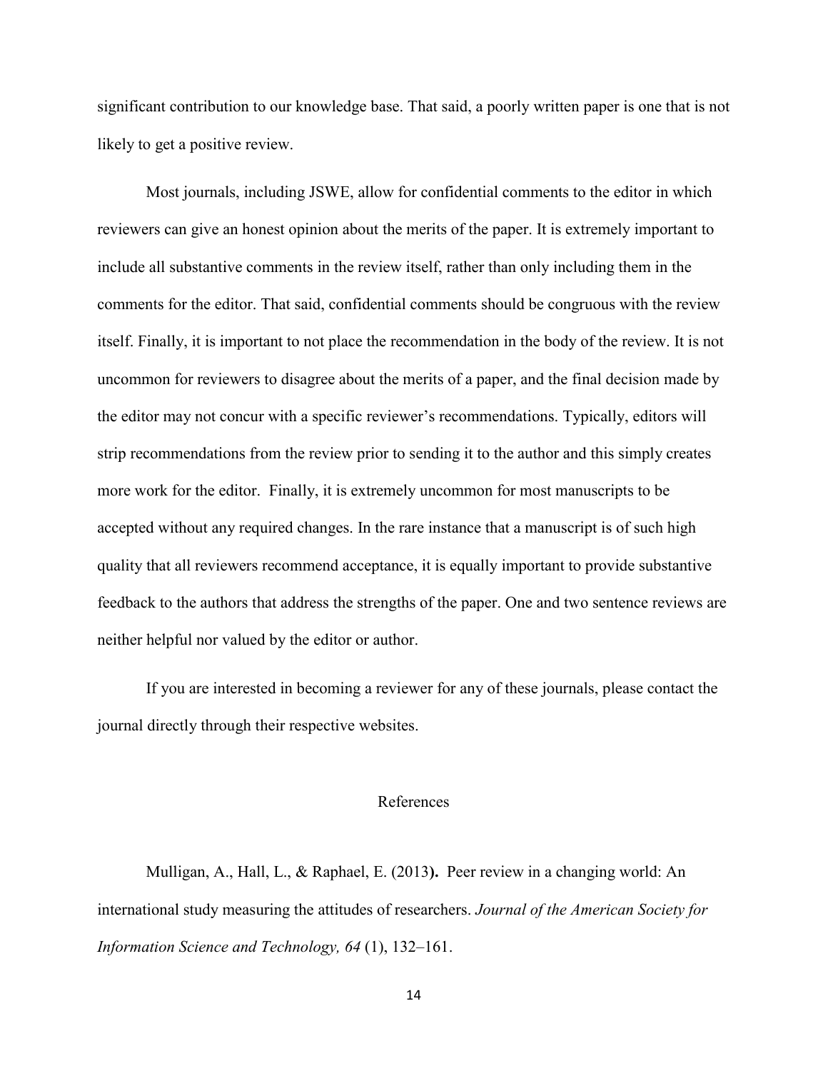significant contribution to our knowledge base. That said, a poorly written paper is one that is not likely to get a positive review.

Most journals, including JSWE, allow for confidential comments to the editor in which reviewers can give an honest opinion about the merits of the paper. It is extremely important to include all substantive comments in the review itself, rather than only including them in the comments for the editor. That said, confidential comments should be congruous with the review itself. Finally, it is important to not place the recommendation in the body of the review. It is not uncommon for reviewers to disagree about the merits of a paper, and the final decision made by the editor may not concur with a specific reviewer's recommendations. Typically, editors will strip recommendations from the review prior to sending it to the author and this simply creates more work for the editor. Finally, it is extremely uncommon for most manuscripts to be accepted without any required changes. In the rare instance that a manuscript is of such high quality that all reviewers recommend acceptance, it is equally important to provide substantive feedback to the authors that address the strengths of the paper. One and two sentence reviews are neither helpful nor valued by the editor or author.

If you are interested in becoming a reviewer for any of these journals, please contact the journal directly through their respective websites.

## References

Mulligan, A., Hall, L., & Raphael, E. (2013**).** Peer review in a changing world: An international study measuring the attitudes of researchers. *Journal of the American Society for Information Science and Technology, 64* (1), 132–161.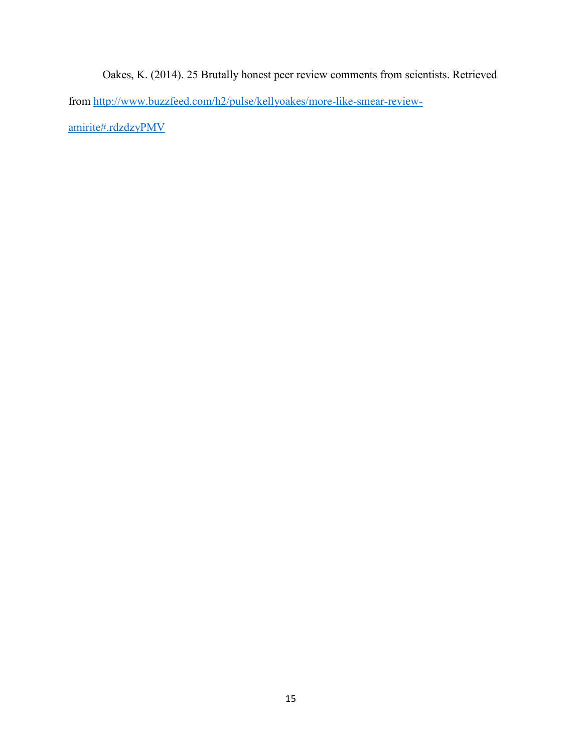Oakes, K. (2014). 25 Brutally honest peer review comments from scientists. Retrieved from http://www.buzzfeed.com/h2/pulse/kellyoakes/more-like-smear-review-amirite#.rdzdzyPMV